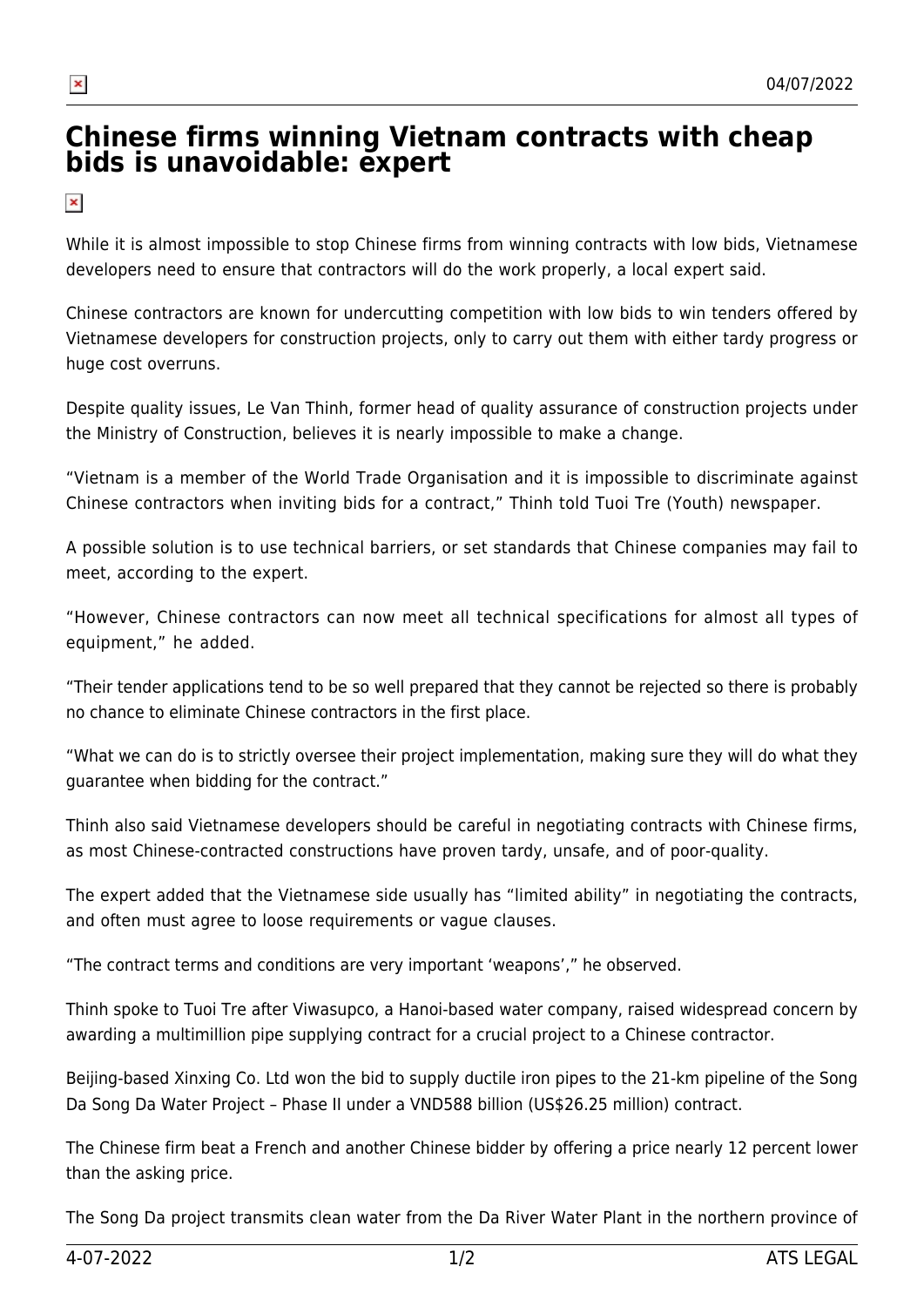# Chinese firms winning Vietnam contracts with cheap bids is unavoidable: expert

While it is almost impossible to stop Chinese firms from winning contracts with low bids, Vietnamese developers need to ensure that contractors will do the work properly, a local expert said.

Chinese contractors are known for undercutting competition with low bids to win tenders offered by Vietnamese developers for construction projects, only to carry out them with either tardy progress or huge cost overruns.

Despite quality issues, Le Van Thinh, former head of quality assurance of construction projects under the Ministry of Construction, believes it is nearly impossible to make a change.

“Vietnam is a member of the World Trade Organisation and it is impossible to discriminate against Chinese contractors when inviting bids for a contract,” Thinh told Tuoi Tre (Youth) newspaper.

A possible solution is to use technical barriers, or set standards that Chinese companies may fail to meet, according to the expert.

“However, Chinese contractors can now meet all technical specifications for almost all types of equipment,” he added.

“Their tender applications tend to be so well prepared that they cannot be rejected so there is probably no chance to eliminate Chinese contractors in the first place.

“What we can do is to strictly oversee their project implementation, making sure they will do what they guarantee when bidding for the contract.”

Thinh also said Vietnamese developers should be careful in negotiating contracts with Chinese firms, as most Chinese-contracted constructions have proven tardy, unsafe, and of poor-quality.

The expert added that the Vietnamese side usually has “limited ability” in negotiating the contracts, and often must agree to loose requirements or vague clauses.

“The contract terms and conditions are very important ‘weapons’,” he observed.

Thinh spoke to Tuoi Tre after Viwasupco, a Hanoi-based water company, raised widespread concern by awarding a multimillion pipe supplying contract for a crucial project to a Chinese contractor.

Beijing-based Xinxing Co. Ltd won the bid to supply ductile iron pipes to the 21-km pipeline of the Song Da Song Da Water Project – Phase II under a VND588 billion (US$26.25 million) contract.

The Chinese firm beat a French and another Chinese bidder by offering a price nearly 12 percent lower than the asking price.

The Song Da project transmits clean water from the Da River Water Plant in the northern province of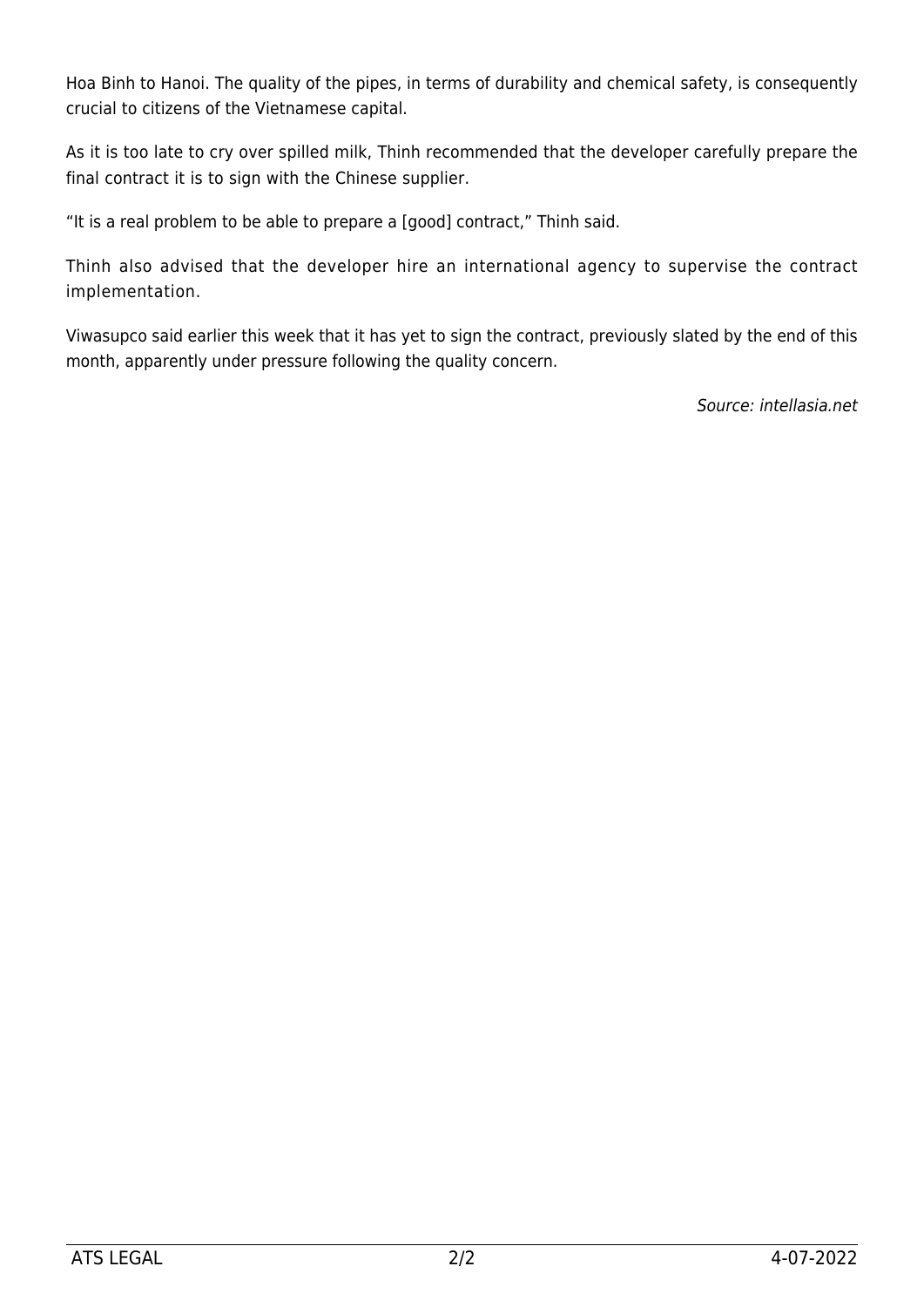Hoa Binh to Hanoi. The quality of the pipes, in terms of durability and chemical safety, is consequently crucial to citizens of the Vietnamese capital.

As it is too late to cry over spilled milk, Thinh recommended that the developer carefully prepare the final contract it is to sign with the Chinese supplier.

"It is a real problem to be able to prepare a [good] contract," Thinh said.

Thinh also advised that the developer hire an international agency to supervise the contract implementation.

Viwasupco said earlier this week that it has yet to sign the contract, previously slated by the end of this month, apparently under pressure following the quality concern.

*Source: intellasia.net*